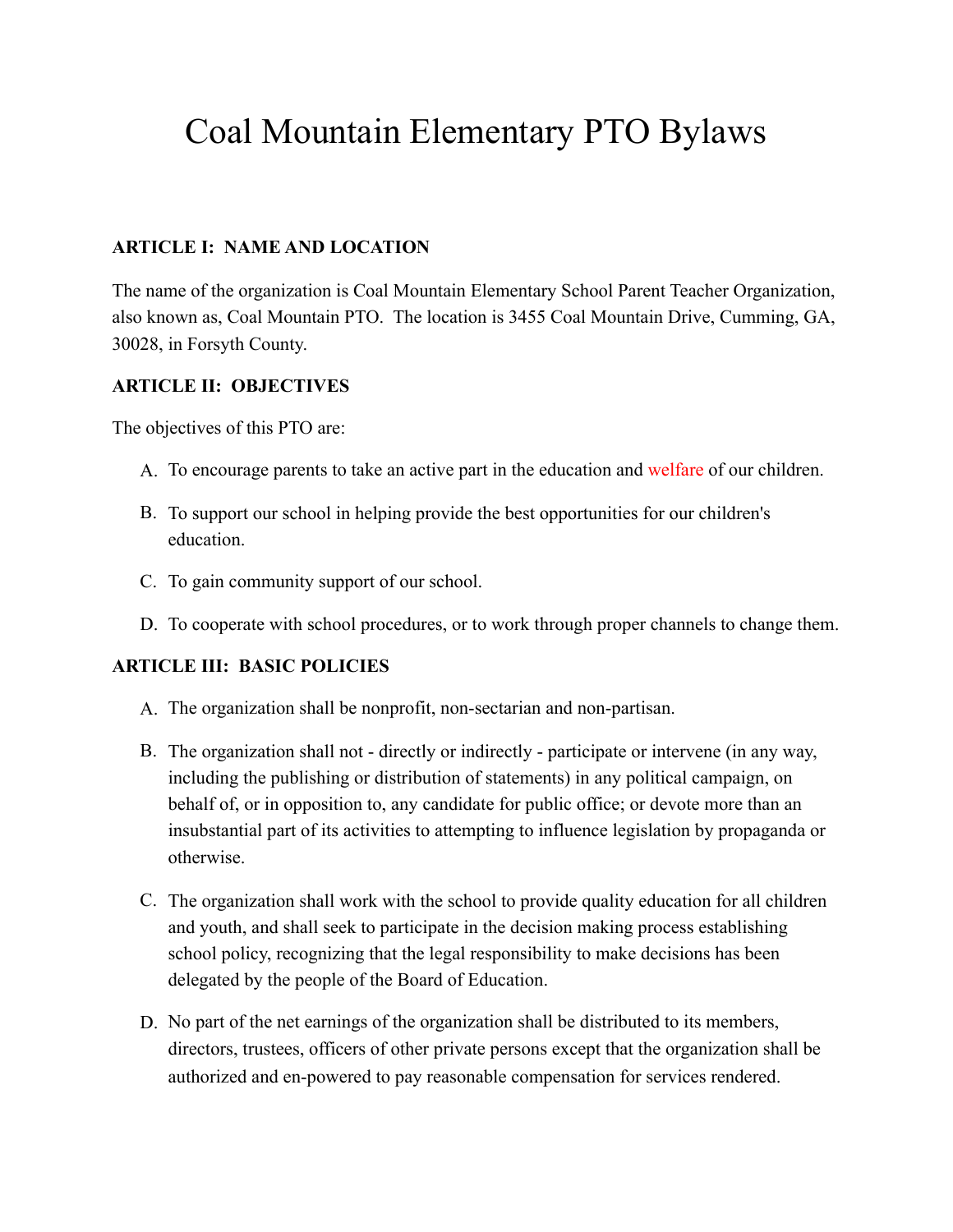# Coal Mountain Elementary PTO Bylaws

**ARTICLE I: NAME AND LOCATION**

The name of the organization is Coal Mountain Elementary School Parent Teacher Organization, also known as, Coal Mountain PTO. The location is 3455 Coal Mountain Drive, Cumming, GA, 30028, in Forsyth County.

**ARTICLE II: OBJECTIVES**

The objectives of this PTO are:

A. To encourage parents to take an active part in the education and welfare of our children.

B. To support our school in helping provide the best opportunities for our children's education.

C. To gain community support of our school.

D. To cooperate with school procedures, or to work through proper channels to change them.

**ARTICLE III: BASIC POLICIES**

A. The organization shall be nonprofit, non-sectarian and non-partisan.

B. The organization shall not - directly or indirectly - participate or intervene (in any way, including the publishing or distribution of statements) in any political campaign, on behalf of, or in opposition to, any candidate for public office; or devote more than an insubstantial part of its activities to attempting to influence legislation by propaganda or otherwise.

C. The organization shall work with the school to provide quality education for all children and youth, and shall seek to participate in the decision making process establishing school policy, recognizing that the legal responsibility to make decisions has been delegated by the people of the Board of Education.

D. No part of the net earnings of the organization shall be distributed to its members, directors, trustees, officers of other private persons except that the organization shall be authorized and en-powered to pay reasonable compensation for services rendered.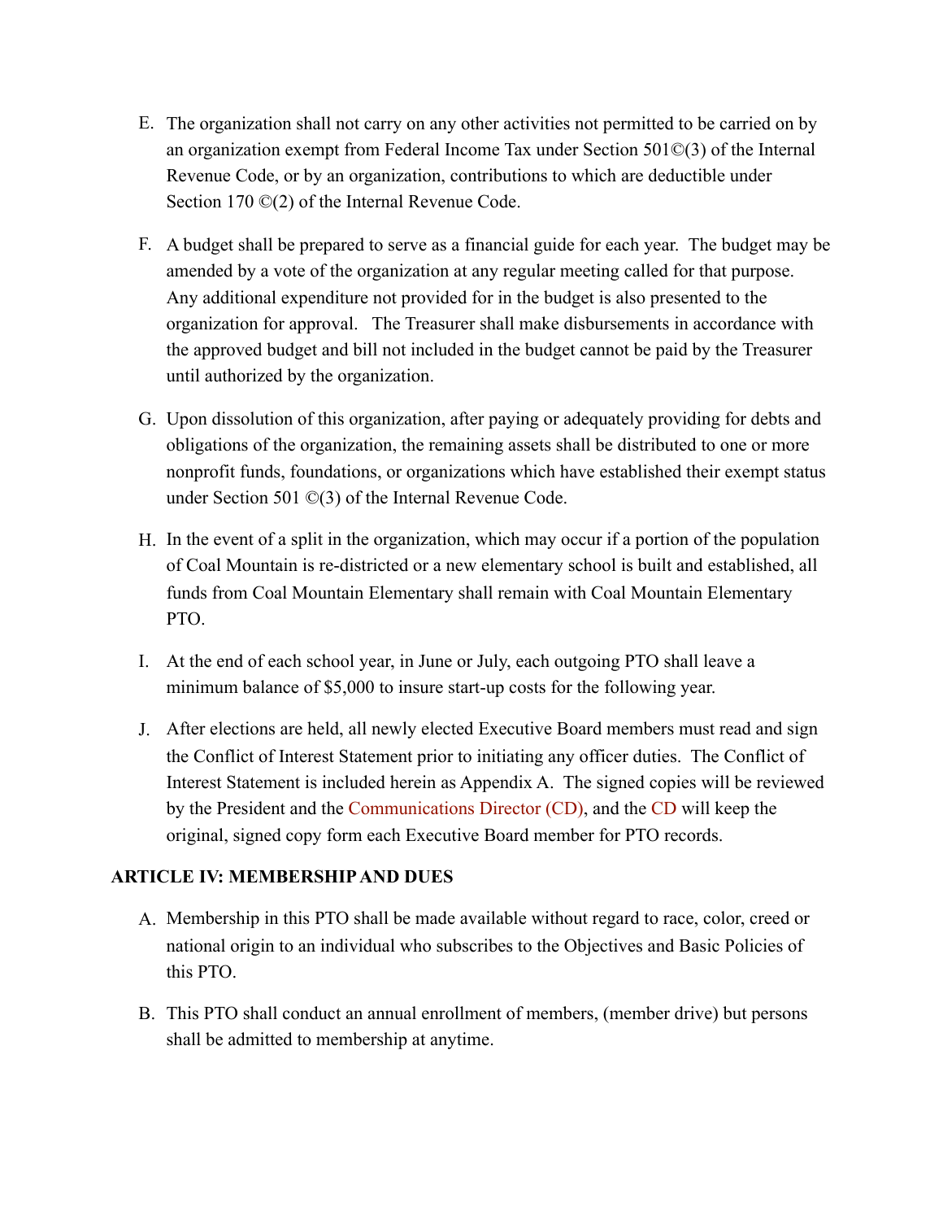E. The organization shall not carry on any other activities not permitted to be carried on by an organization exempt from Federal Income Tax under Section 501©(3) of the Internal Revenue Code, or by an organization, contributions to which are deductible under Section 170 ©(2) of the Internal Revenue Code.

F. A budget shall be prepared to serve as a financial guide for each year. The budget may be amended by a vote of the organization at any regular meeting called for that purpose. Any additional expenditure not provided for in the budget is also presented to the organization for approval. The Treasurer shall make disbursements in accordance with the approved budget and bill not included in the budget cannot be paid by the Treasurer until authorized by the organization.

G. Upon dissolution of this organization, after paying or adequately providing for debts and obligations of the organization, the remaining assets shall be distributed to one or more nonprofit funds, foundations, or organizations which have established their exempt status under Section 501 ©(3) of the Internal Revenue Code.

H. In the event of a split in the organization, which may occur if a portion of the population of Coal Mountain is re-districted or a new elementary school is built and established, all funds from Coal Mountain Elementary shall remain with Coal Mountain Elementary PTO.

I. At the end of each school year, in June or July, each outgoing PTO shall leave a minimum balance of $5,000 to insure start-up costs for the following year.

J. After elections are held, all newly elected Executive Board members must read and sign the Conflict of Interest Statement prior to initiating any officer duties. The Conflict of Interest Statement is included herein as Appendix A. The signed copies will be reviewed by the President and the Communications Director (CD), and the CD will keep the original, signed copy form each Executive Board member for PTO records.

**ARTICLE IV: MEMBERSHIP AND DUES**

A. Membership in this PTO shall be made available without regard to race, color, creed or national origin to an individual who subscribes to the Objectives and Basic Policies of this PTO.

B. This PTO shall conduct an annual enrollment of members, (member drive) but persons shall be admitted to membership at anytime.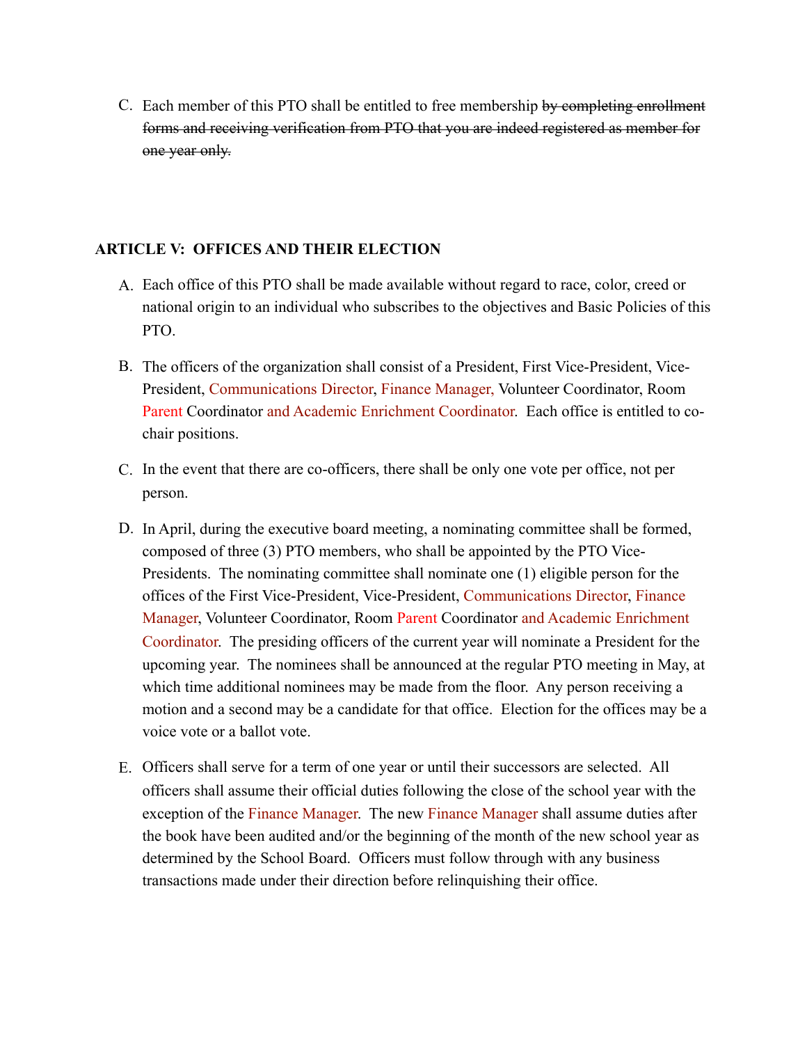C. Each member of this PTO shall be entitled to free membership ~~by completing enrollment forms and receiving verification from PTO that you are indeed registered as member for one year only.~~

## ARTICLE V: OFFICES AND THEIR ELECTION

A. Each office of this PTO shall be made available without regard to race, color, creed or national origin to an individual who subscribes to the objectives and Basic Policies of this PTO.

B. The officers of the organization shall consist of a President, First Vice-President, Vice-President, Communications Director, Finance Manager, Volunteer Coordinator, Room Parent Coordinator and Academic Enrichment Coordinator. Each office is entitled to co-chair positions.

C. In the event that there are co-officers, there shall be only one vote per office, not per person.

D. In April, during the executive board meeting, a nominating committee shall be formed, composed of three (3) PTO members, who shall be appointed by the PTO Vice-Presidents. The nominating committee shall nominate one (1) eligible person for the offices of the First Vice-President, Vice-President, Communications Director, Finance Manager, Volunteer Coordinator, Room Parent Coordinator and Academic Enrichment Coordinator. The presiding officers of the current year will nominate a President for the upcoming year. The nominees shall be announced at the regular PTO meeting in May, at which time additional nominees may be made from the floor. Any person receiving a motion and a second may be a candidate for that office. Election for the offices may be a voice vote or a ballot vote.

E. Officers shall serve for a term of one year or until their successors are selected. All officers shall assume their official duties following the close of the school year with the exception of the Finance Manager. The new Finance Manager shall assume duties after the book have been audited and/or the beginning of the month of the new school year as determined by the School Board. Officers must follow through with any business transactions made under their direction before relinquishing their office.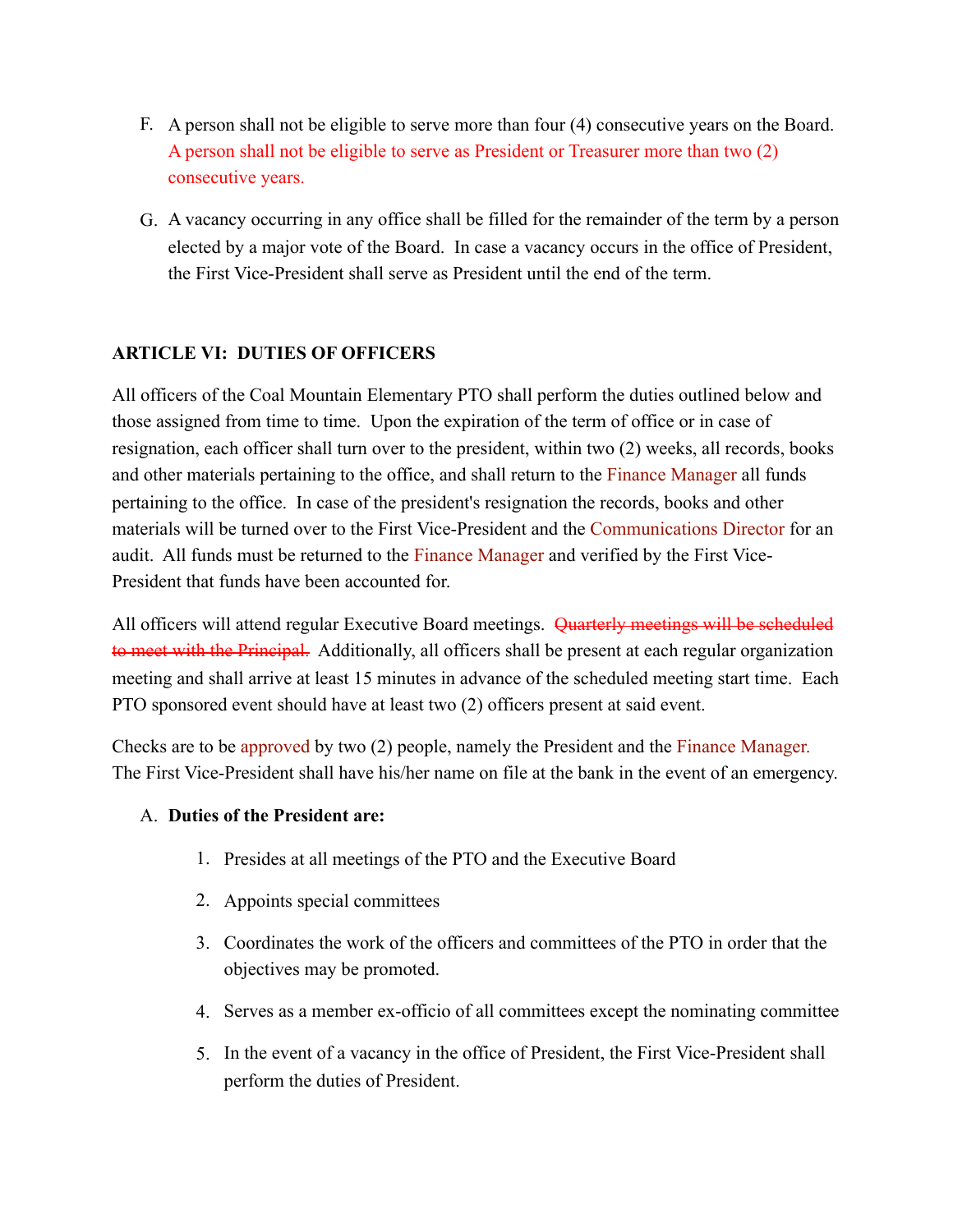F. A person shall not be eligible to serve more than four (4) consecutive years on the Board. A person shall not be eligible to serve as President or Treasurer more than two (2) consecutive years.

G. A vacancy occurring in any office shall be filled for the remainder of the term by a person elected by a major vote of the Board. In case a vacancy occurs in the office of President, the First Vice-President shall serve as President until the end of the term.

**ARTICLE VI: DUTIES OF OFFICERS**

All officers of the Coal Mountain Elementary PTO shall perform the duties outlined below and those assigned from time to time. Upon the expiration of the term of office or in case of resignation, each officer shall turn over to the president, within two (2) weeks, all records, books and other materials pertaining to the office, and shall return to the Finance Manager all funds pertaining to the office. In case of the president's resignation the records, books and other materials will be turned over to the First Vice-President and the Communications Director for an audit. All funds must be returned to the Finance Manager and verified by the First Vice-President that funds have been accounted for.

All officers will attend regular Executive Board meetings. ~~Quarterly meetings will be scheduled to meet with the Principal.~~ Additionally, all officers shall be present at each regular organization meeting and shall arrive at least 15 minutes in advance of the scheduled meeting start time. Each PTO sponsored event should have at least two (2) officers present at said event.

Checks are to be approved by two (2) people, namely the President and the Finance Manager. The First Vice-President shall have his/her name on file at the bank in the event of an emergency.

A. **Duties of the President are:**

   1. Presides at all meetings of the PTO and the Executive Board
   2. Appoints special committees
   3. Coordinates the work of the officers and committees of the PTO in order that the objectives may be promoted.
   4. Serves as a member ex-officio of all committees except the nominating committee
   5. In the event of a vacancy in the office of President, the First Vice-President shall perform the duties of President.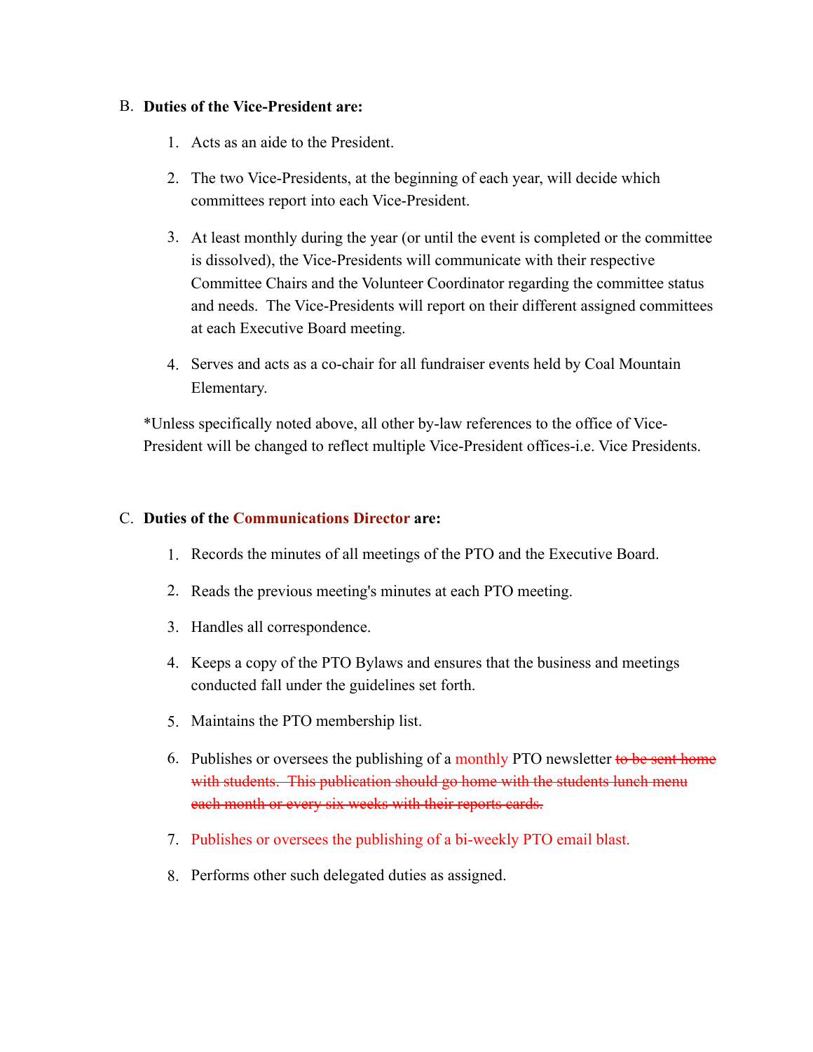B. **Duties of the Vice-President are:**

1. Acts as an aide to the President.
2. The two Vice-Presidents, at the beginning of each year, will decide which committees report into each Vice-President.
3. At least monthly during the year (or until the event is completed or the committee is dissolved), the Vice-Presidents will communicate with their respective Committee Chairs and the Volunteer Coordinator regarding the committee status and needs. The Vice-Presidents will report on their different assigned committees at each Executive Board meeting.
4. Serves and acts as a co-chair for all fundraiser events held by Coal Mountain Elementary.

*Unless specifically noted above, all other by-law references to the office of Vice-President will be changed to reflect multiple Vice-President offices-i.e. Vice Presidents.

C. **Duties of the Communications Director are:**

1. Records the minutes of all meetings of the PTO and the Executive Board.
2. Reads the previous meeting's minutes at each PTO meeting.
3. Handles all correspondence.
4. Keeps a copy of the PTO Bylaws and ensures that the business and meetings conducted fall under the guidelines set forth.
5. Maintains the PTO membership list.
6. Publishes or oversees the publishing of a monthly PTO newsletter ~~to be sent home with students. This publication should go home with the students lunch menu each month or every six weeks with their reports cards.~~
7. Publishes or oversees the publishing of a bi-weekly PTO email blast.
8. Performs other such delegated duties as assigned.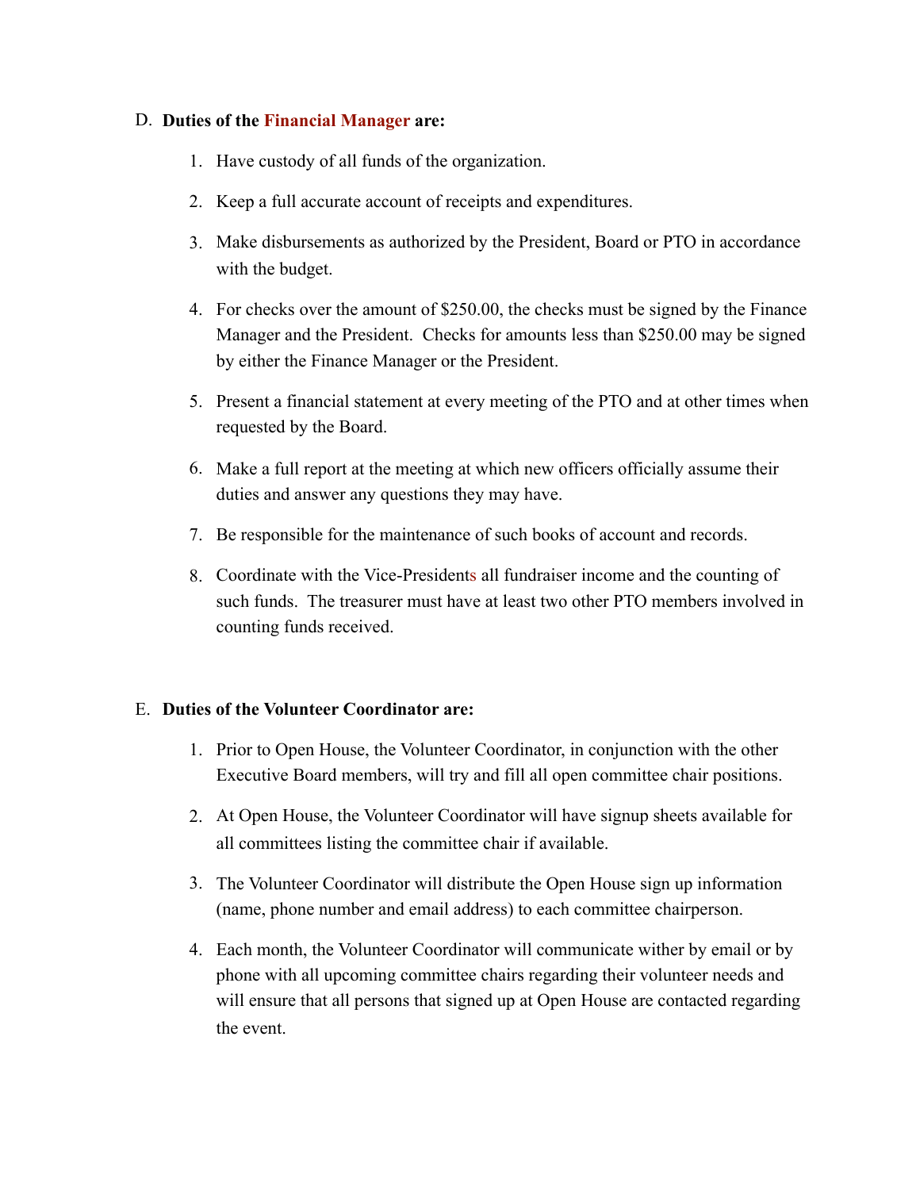D. **Duties of the Financial Manager are:**

1. Have custody of all funds of the organization.

2. Keep a full accurate account of receipts and expenditures.

3. Make disbursements as authorized by the President, Board or PTO in accordance with the budget.

4. For checks over the amount of $250.00, the checks must be signed by the Finance Manager and the President. Checks for amounts less than $250.00 may be signed by either the Finance Manager or the President.

5. Present a financial statement at every meeting of the PTO and at other times when requested by the Board.

6. Make a full report at the meeting at which new officers officially assume their duties and answer any questions they may have.

7. Be responsible for the maintenance of such books of account and records.

8. Coordinate with the Vice-Presidents all fundraiser income and the counting of such funds. The treasurer must have at least two other PTO members involved in counting funds received.

E. **Duties of the Volunteer Coordinator are:**

1. Prior to Open House, the Volunteer Coordinator, in conjunction with the other Executive Board members, will try and fill all open committee chair positions.

2. At Open House, the Volunteer Coordinator will have signup sheets available for all committees listing the committee chair if available.

3. The Volunteer Coordinator will distribute the Open House sign up information (name, phone number and email address) to each committee chairperson.

4. Each month, the Volunteer Coordinator will communicate wither by email or by phone with all upcoming committee chairs regarding their volunteer needs and will ensure that all persons that signed up at Open House are contacted regarding the event.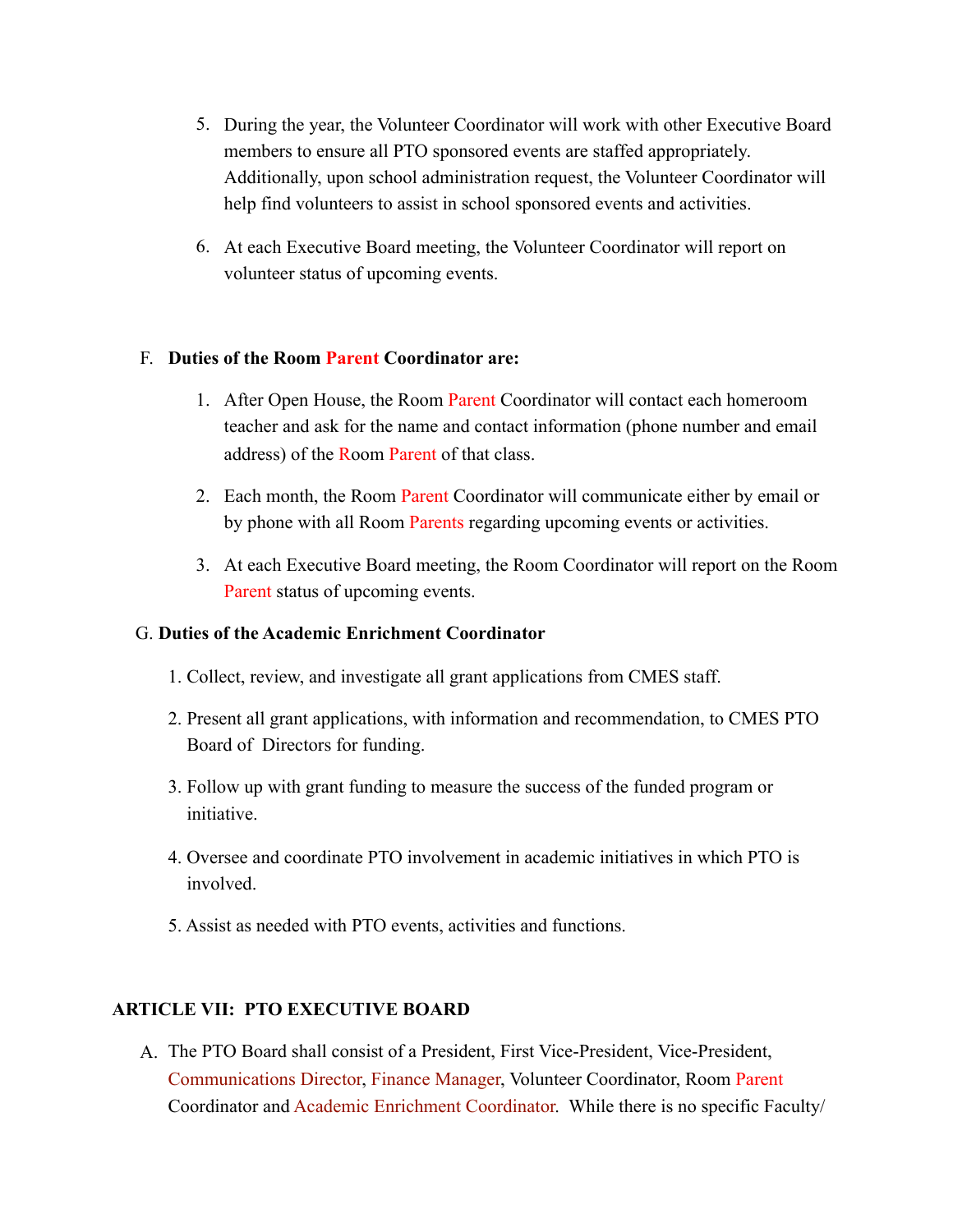5. During the year, the Volunteer Coordinator will work with other Executive Board members to ensure all PTO sponsored events are staffed appropriately. Additionally, upon school administration request, the Volunteer Coordinator will help find volunteers to assist in school sponsored events and activities.

6. At each Executive Board meeting, the Volunteer Coordinator will report on volunteer status of upcoming events.

F. **Duties of the Room Parent Coordinator are:**

1. After Open House, the Room Parent Coordinator will contact each homeroom teacher and ask for the name and contact information (phone number and email address) of the Room Parent of that class.

2. Each month, the Room Parent Coordinator will communicate either by email or by phone with all Room Parents regarding upcoming events or activities.

3. At each Executive Board meeting, the Room Coordinator will report on the Room Parent status of upcoming events.

G. **Duties of the Academic Enrichment Coordinator**

1. Collect, review, and investigate all grant applications from CMES staff.

2. Present all grant applications, with information and recommendation, to CMES PTO Board of Directors for funding.

3. Follow up with grant funding to measure the success of the funded program or initiative.

4. Oversee and coordinate PTO involvement in academic initiatives in which PTO is involved.

5. Assist as needed with PTO events, activities and functions.

**ARTICLE VII: PTO EXECUTIVE BOARD**

A. The PTO Board shall consist of a President, First Vice-President, Vice-President, Communications Director, Finance Manager, Volunteer Coordinator, Room Parent Coordinator and Academic Enrichment Coordinator. While there is no specific Faculty/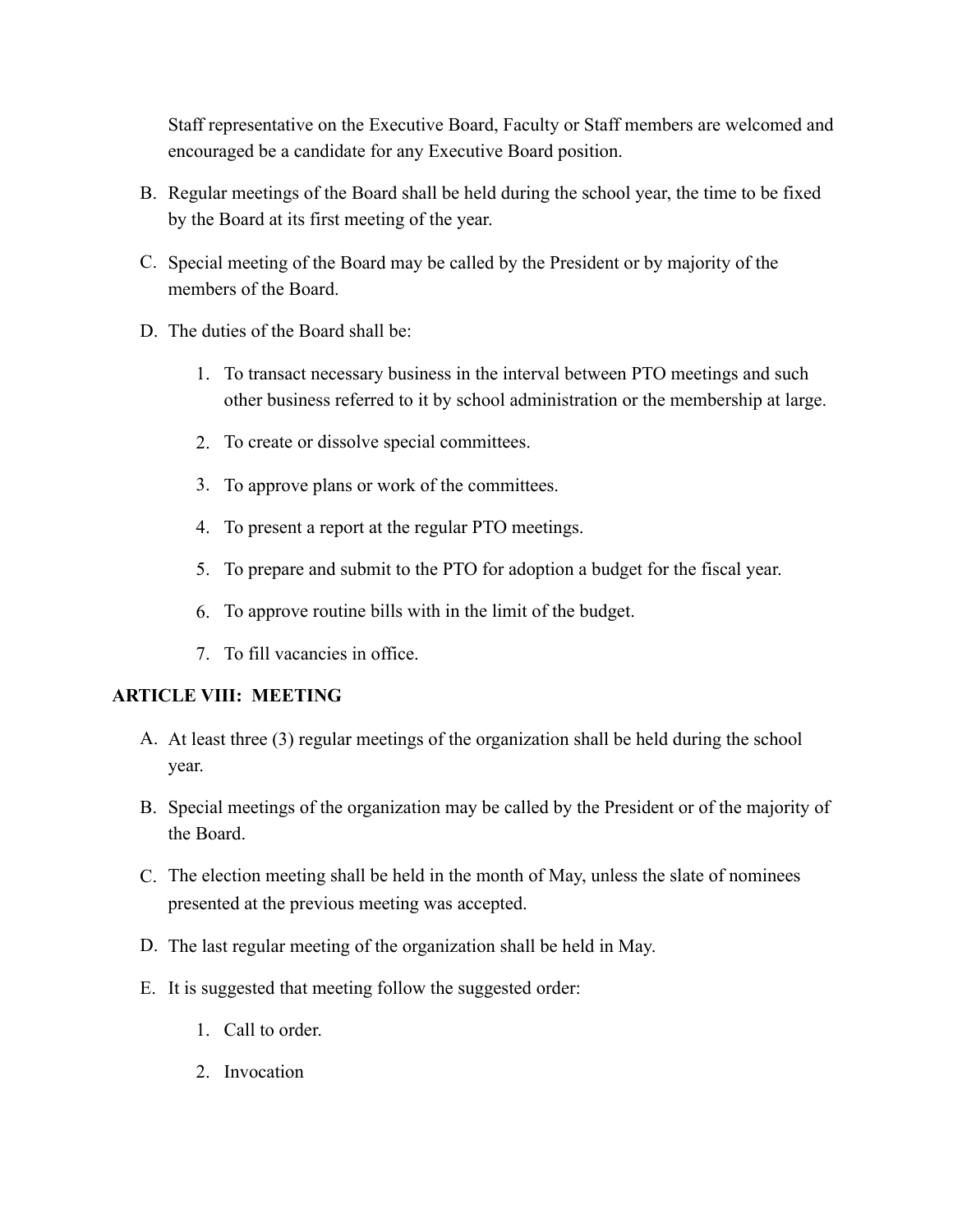Staff representative on the Executive Board, Faculty or Staff members are welcomed and encouraged be a candidate for any Executive Board position.

B. Regular meetings of the Board shall be held during the school year, the time to be fixed by the Board at its first meeting of the year.

C. Special meeting of the Board may be called by the President or by majority of the members of the Board.

D. The duties of the Board shall be:

   1. To transact necessary business in the interval between PTO meetings and such other business referred to it by school administration or the membership at large.
   2. To create or dissolve special committees.
   3. To approve plans or work of the committees.
   4. To present a report at the regular PTO meetings.
   5. To prepare and submit to the PTO for adoption a budget for the fiscal year.
   6. To approve routine bills with in the limit of the budget.
   7. To fill vacancies in office.

**ARTICLE VIII: MEETING**

A. At least three (3) regular meetings of the organization shall be held during the school year.

B. Special meetings of the organization may be called by the President or of the majority of the Board.

C. The election meeting shall be held in the month of May, unless the slate of nominees presented at the previous meeting was accepted.

D. The last regular meeting of the organization shall be held in May.

E. It is suggested that meeting follow the suggested order:

   1. Call to order.
   2. Invocation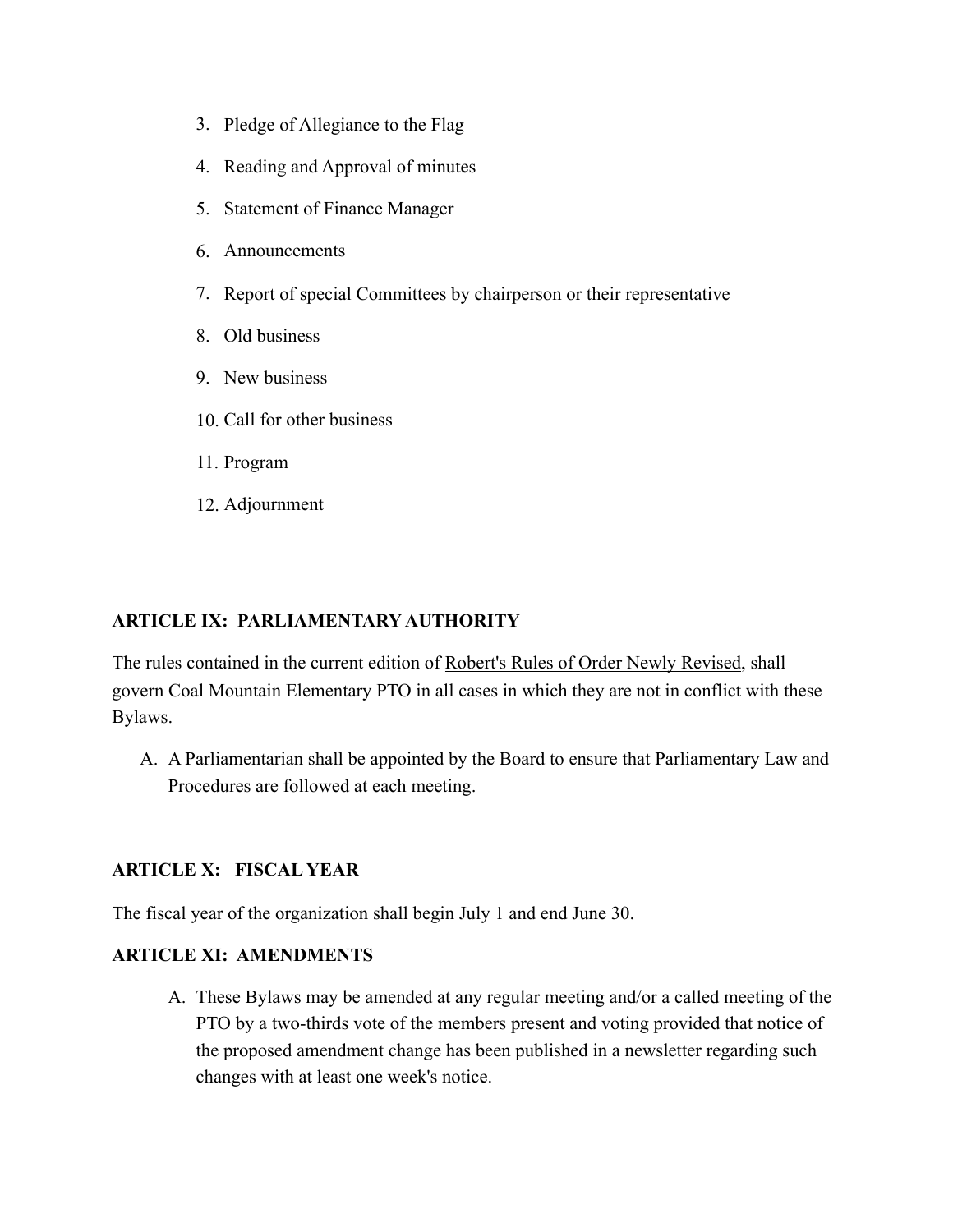3. Pledge of Allegiance to the Flag
4. Reading and Approval of minutes
5. Statement of Finance Manager
6. Announcements
7. Report of special Committees by chairperson or their representative
8. Old business
9. New business
10. Call for other business
11. Program
12. Adjournment

**ARTICLE IX: PARLIAMENTARY AUTHORITY**

The rules contained in the current edition of Robert's Rules of Order Newly Revised, shall govern Coal Mountain Elementary PTO in all cases in which they are not in conflict with these Bylaws.

A. A Parliamentarian shall be appointed by the Board to ensure that Parliamentary Law and Procedures are followed at each meeting.

**ARTICLE X: FISCAL YEAR**

The fiscal year of the organization shall begin July 1 and end June 30.

**ARTICLE XI: AMENDMENTS**

A. These Bylaws may be amended at any regular meeting and/or a called meeting of the PTO by a two-thirds vote of the members present and voting provided that notice of the proposed amendment change has been published in a newsletter regarding such changes with at least one week's notice.